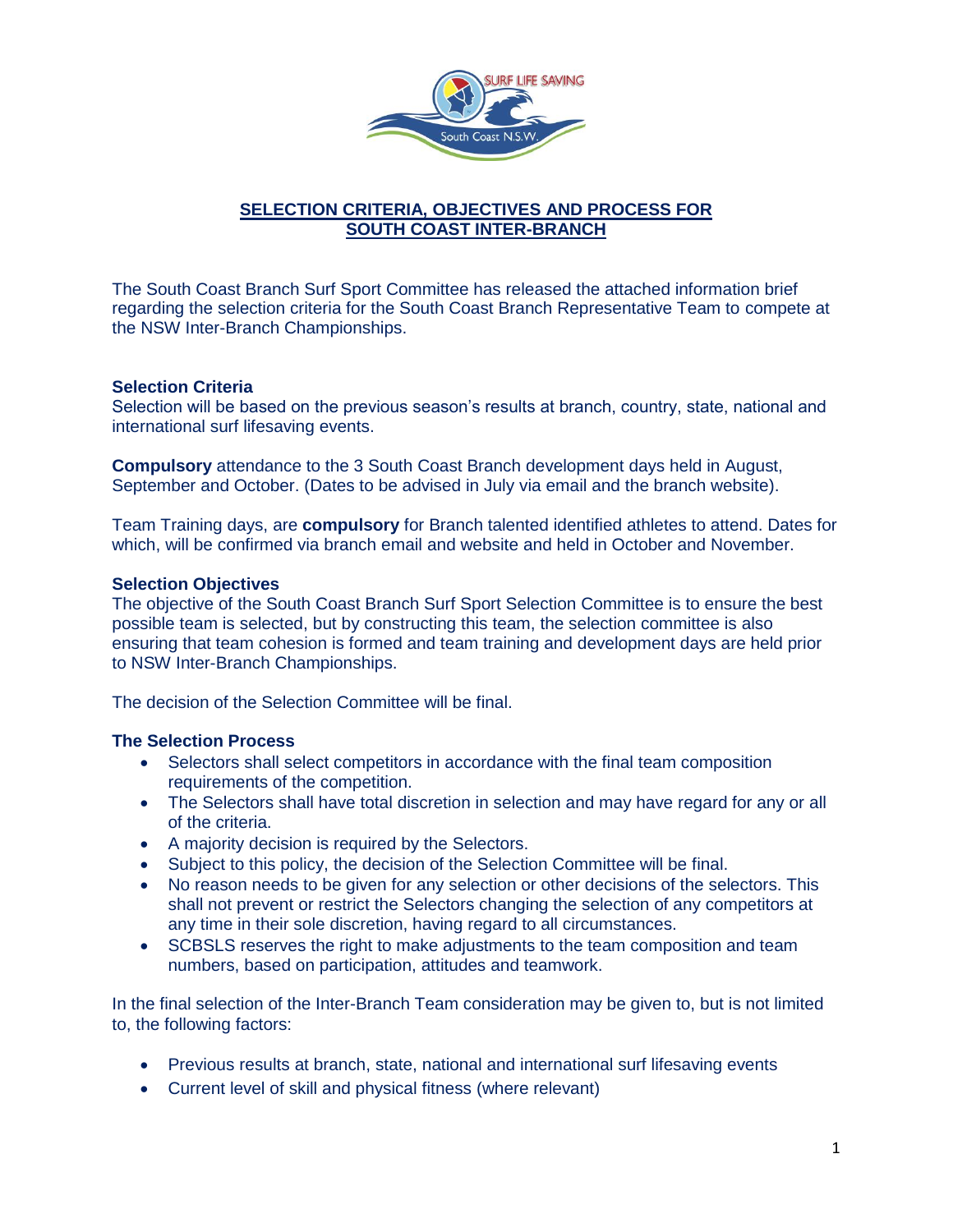# SELECTION CRITERIA, OBJECTIVES AND PROCESS FOR SOUTH COAST INTER-BRANCH

The South Coast Branch Surf Sport Committee has released the attached information brief regarding the selection criteria for the South Coast Branch Representative Team to compete at the NSW Inter-Branch Championships.

### Selection Criteria

Selection will be based on the previous season's results at branch, country, state, national and international surf lifesaving events.

**Compulsory** attendance to the 3 South Coast Branch development days held in August, September and October. (Dates to be advised in July via email and the branch website).

Team Training days, are **compulsory** for Branch talented identified athletes to attend. Dates for which, will be confirmed via branch email and website and held in October and November.

### Selection Objectives

The objective of the South Coast Branch Surf Sport Selection Committee is to ensure the best possible team is selected, but by constructing this team, the selection committee is also ensuring that team cohesion is formed and team training and development days are held prior to NSW Inter-Branch Championships.

The decision of the Selection Committee will be final.

### The Selection Process

- Selectors shall select competitors in accordance with the final team composition requirements of the competition.
- The Selectors shall have total discretion in selection and may have regard for any or all of the criteria.
- A majority decision is required by the Selectors.
- Subject to this policy, the decision of the Selection Committee will be final.
- No reason needs to be given for any selection or other decisions of the selectors. This shall not prevent or restrict the Selectors changing the selection of any competitors at any time in their sole discretion, having regard to all circumstances.
- SCBSLS reserves the right to make adjustments to the team composition and team numbers, based on participation, attitudes and teamwork.

In the final selection of the Inter-Branch Team consideration may be given to, but is not limited to, the following factors:

- Previous results at branch, state, national and international surf lifesaving events
- Current level of skill and physical fitness (where relevant)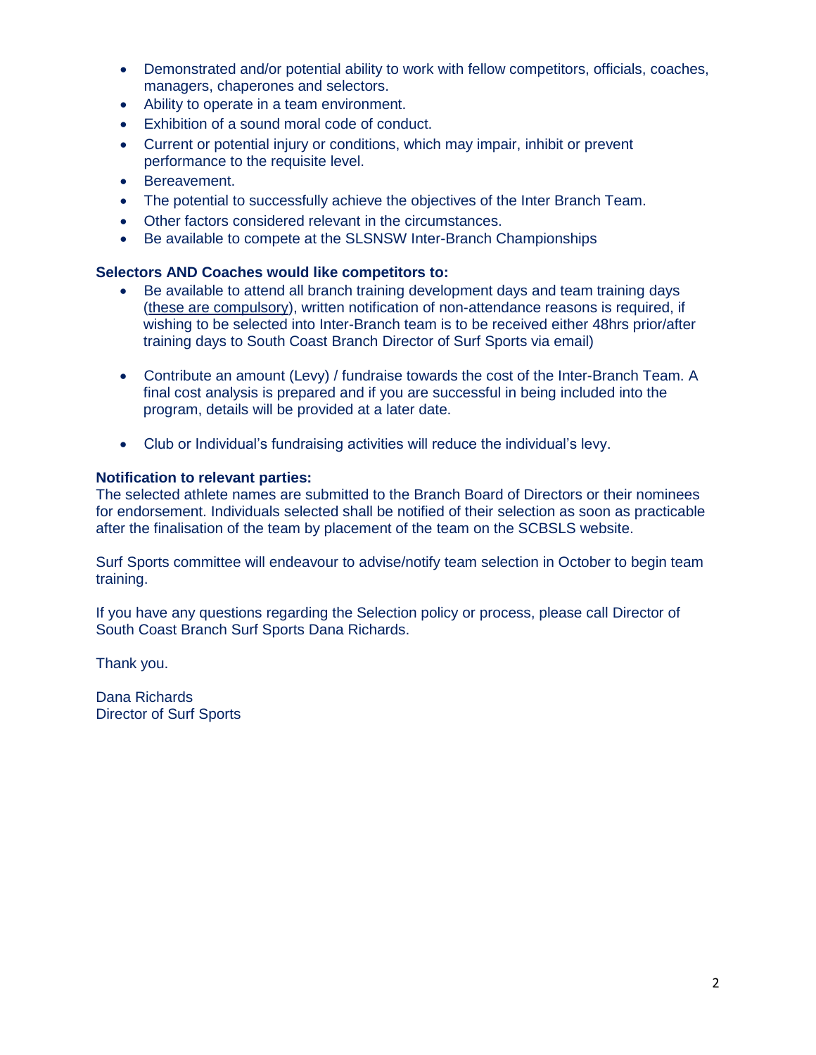- Demonstrated and/or potential ability to work with fellow competitors, officials, coaches, managers, chaperones and selectors.
- Ability to operate in a team environment.
- Exhibition of a sound moral code of conduct.
- Current or potential injury or conditions, which may impair, inhibit or prevent performance to the requisite level.
- Bereavement.
- The potential to successfully achieve the objectives of the Inter Branch Team.
- Other factors considered relevant in the circumstances.
- Be available to compete at the SLSNSW Inter-Branch Championships

**Selectors AND Coaches would like competitors to:**

- Be available to attend all branch training development days and team training days (these are compulsory), written notification of non-attendance reasons is required, if wishing to be selected into Inter-Branch team is to be received either 48hrs prior/after training days to South Coast Branch Director of Surf Sports via email)

- Contribute an amount (Levy) / fundraise towards the cost of the Inter-Branch Team. A final cost analysis is prepared and if you are successful in being included into the program, details will be provided at a later date.

- Club or Individual's fundraising activities will reduce the individual's levy.

**Notification to relevant parties:**

The selected athlete names are submitted to the Branch Board of Directors or their nominees for endorsement. Individuals selected shall be notified of their selection as soon as practicable after the finalisation of the team by placement of the team on the SCBSLS website.

Surf Sports committee will endeavour to advise/notify team selection in October to begin team training.

If you have any questions regarding the Selection policy or process, please call Director of South Coast Branch Surf Sports Dana Richards.

Thank you.

Dana Richards
Director of Surf Sports